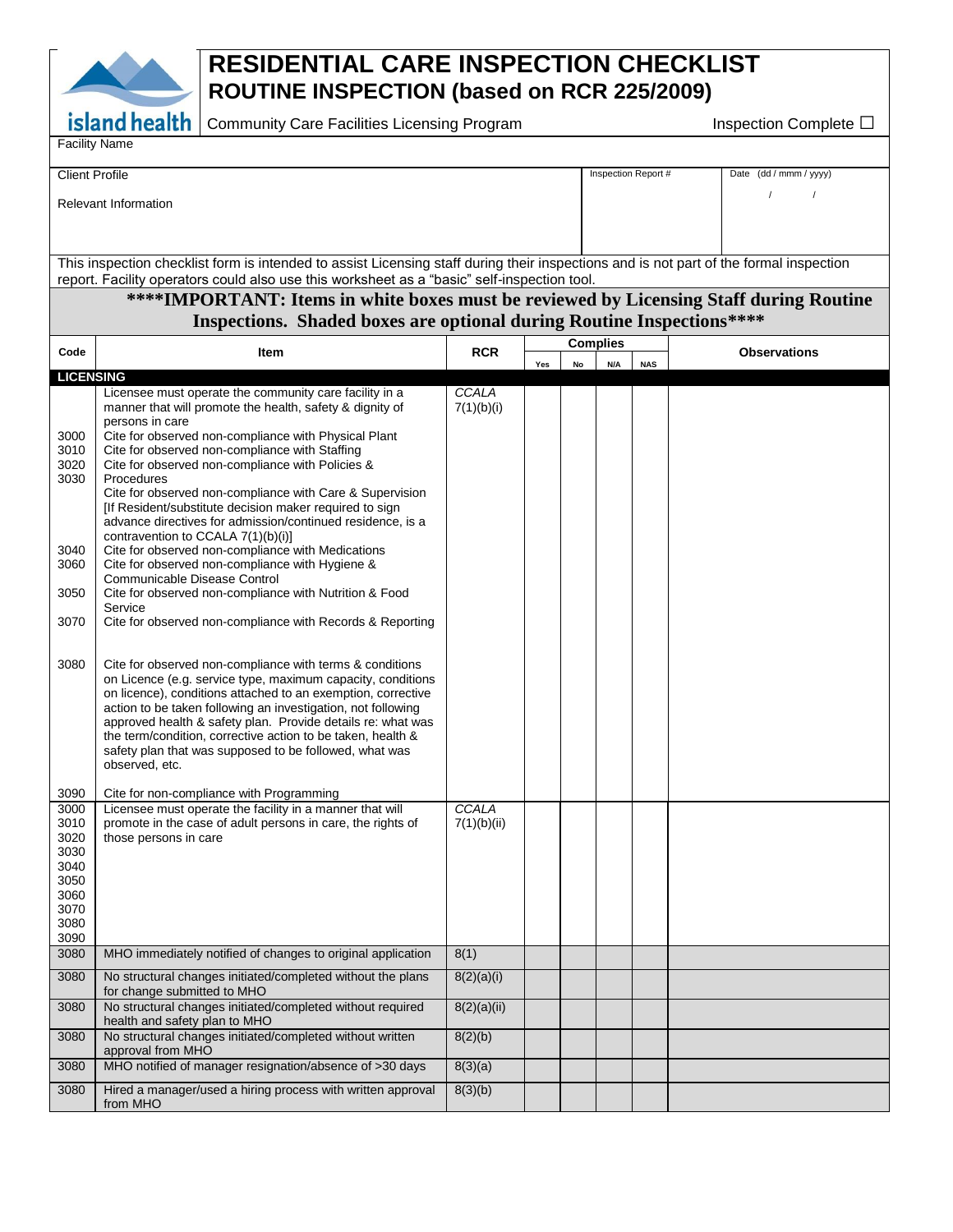# RESIDENTIAL CARE INSPECTION CHECKLIST
## ROUTINE INSPECTION (based on RCR 225/2009)

island health | Community Care Facilities Licensing Program | Inspection Complete ☐

Facility Name

| Client Profile<br><br>Relevant Information | Inspection Report # | Date (dd / mmm / yyyy)<br>/ / |
|---|---|---|

This inspection checklist form is intended to assist Licensing staff during their inspections and is not part of the formal inspection report. Facility operators could also use this worksheet as a "basic" self-inspection tool.

**\*\*\*\*IMPORTANT: Items in white boxes must be reviewed by Licensing Staff during Routine Inspections. Shaded boxes are optional during Routine Inspections\*\*\*\***

| Code | Item | RCR | Complies | | | | Observations |
|---|---|---|---|---|---|---|---|
| | | | Yes | No | N/A | NAS | |
| **LICENSING** | | | | | | | |
| <br><br>3000<br>3010<br>3020<br>3030<br><br><br><br><br>3040<br>3060<br><br>3050<br><br>3070<br><br>3080<br><br><br><br><br><br><br><br>3090 | Licensee must operate the community care facility in a manner that will promote the health, safety & dignity of persons in care<br>Cite for observed non-compliance with Physical Plant<br>Cite for observed non-compliance with Staffing<br>Cite for observed non-compliance with Policies & Procedures<br>Cite for observed non-compliance with Care & Supervision [If Resident/substitute decision maker required to sign advance directives for admission/continued residence, is a contravention to CCALA 7(1)(b)(i)]<br>Cite for observed non-compliance with Medications<br>Cite for observed non-compliance with Hygiene & Communicable Disease Control<br>Cite for observed non-compliance with Nutrition & Food Service<br>Cite for observed non-compliance with Records & Reporting<br>Cite for observed non-compliance with terms & conditions on Licence (e.g. service type, maximum capacity, conditions on licence), conditions attached to an exemption, corrective action to be taken following an investigation, not following approved health & safety plan. Provide details re: what was the term/condition, corrective action to be taken, health & safety plan that was supposed to be followed, what was observed, etc.<br>Cite for non-compliance with Programming | *CCALA 7(1)(b)(i)* | | | | | |
| 3000<br>3010<br>3020<br>3030<br>3040<br>3050<br>3060<br>3070<br>3080<br>3090 | Licensee must operate the facility in a manner that will promote in the case of adult persons in care, the rights of those persons in care | *CCALA 7(1)(b)(ii)* | | | | | |
| 3080 | MHO immediately notified of changes to original application | 8(1) | | | | | |
| 3080 | No structural changes initiated/completed without the plans for change submitted to MHO | 8(2)(a)(i) | | | | | |
| 3080 | No structural changes initiated/completed without required health and safety plan to MHO | 8(2)(a)(ii) | | | | | |
| 3080 | No structural changes initiated/completed without written approval from MHO | 8(2)(b) | | | | | |
| 3080 | MHO notified of manager resignation/absence of >30 days | 8(3)(a) | | | | | |
| 3080 | Hired a manager/used a hiring process with written approval from MHO | 8(3)(b) | | | | | |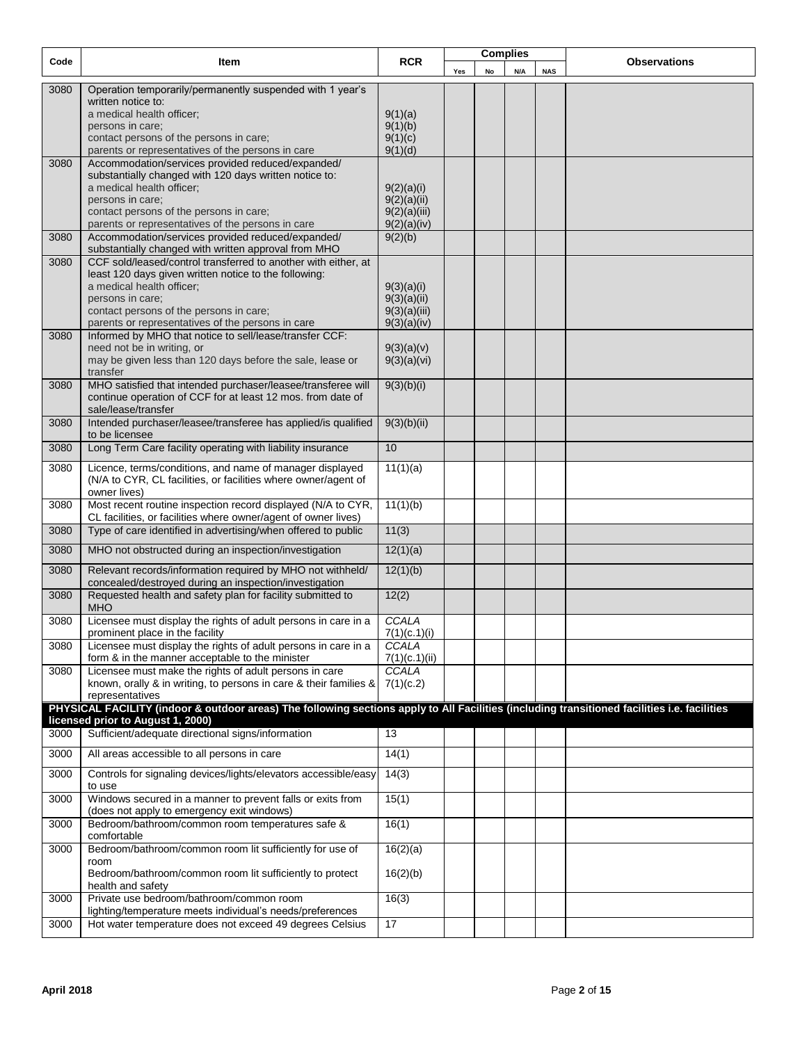| Code | Item | RCR | Complies | | | | Observations |
|---|---|---|---|---|---|---|---|
| | | | Yes | No | N/A | NAS | |
| 3080 | Operation temporarily/permanently suspended with 1 year's written notice to:<br>a medical health officer;<br>persons in care;<br>contact persons of the persons in care;<br>parents or representatives of the persons in care | <br><br>9(1)(a)<br>9(1)(b)<br>9(1)(c)<br>9(1)(d) | | | | | |
| 3080 | Accommodation/services provided reduced/expanded/ substantially changed with 120 days written notice to:<br>a medical health officer;<br>persons in care;<br>contact persons of the persons in care;<br>parents or representatives of the persons in care | <br><br>9(2)(a)(i)<br>9(2)(a)(ii)<br>9(2)(a)(iii)<br>9(2)(a)(iv) | | | | | |
| 3080 | Accommodation/services provided reduced/expanded/ substantially changed with written approval from MHO | 9(2)(b) | | | | | |
| 3080 | CCF sold/leased/control transferred to another with either, at least 120 days given written notice to the following:<br>a medical health officer;<br>persons in care;<br>contact persons of the persons in care;<br>parents or representatives of the persons in care | <br><br>9(3)(a)(i)<br>9(3)(a)(ii)<br>9(3)(a)(iii)<br>9(3)(a)(iv) | | | | | |
| 3080 | Informed by MHO that notice to sell/lease/transfer CCF:<br>need not be in writing, or<br>may be given less than 120 days before the sale, lease or transfer | <br>9(3)(a)(v)<br>9(3)(a)(vi) | | | | | |
| 3080 | MHO satisfied that intended purchaser/leasee/transferee will continue operation of CCF for at least 12 mos. from date of sale/lease/transfer | 9(3)(b)(i) | | | | | |
| 3080 | Intended purchaser/leasee/transferee has applied/is qualified to be licensee | 9(3)(b)(ii) | | | | | |
| 3080 | Long Term Care facility operating with liability insurance | 10 | | | | | |
| 3080 | Licence, terms/conditions, and name of manager displayed (N/A to CYR, CL facilities, or facilities where owner/agent of owner lives) | 11(1)(a) | | | | | |
| 3080 | Most recent routine inspection record displayed (N/A to CYR, CL facilities, or facilities where owner/agent of owner lives) | 11(1)(b) | | | | | |
| 3080 | Type of care identified in advertising/when offered to public | 11(3) | | | | | |
| 3080 | MHO not obstructed during an inspection/investigation | 12(1)(a) | | | | | |
| 3080 | Relevant records/information required by MHO not withheld/ concealed/destroyed during an inspection/investigation | 12(1)(b) | | | | | |
| 3080 | Requested health and safety plan for facility submitted to MHO | 12(2) | | | | | |
| 3080 | Licensee must display the rights of adult persons in care in a prominent place in the facility | *CCALA* 7(1)(c.1)(i) | | | | | |
| 3080 | Licensee must display the rights of adult persons in care in a form & in the manner acceptable to the minister | *CCALA* 7(1)(c.1)(ii) | | | | | |
| 3080 | Licensee must make the rights of adult persons in care known, orally & in writing, to persons in care & their families & representatives | *CCALA* 7(1)(c.2) | | | | | |
| **PHYSICAL FACILITY (indoor & outdoor areas) The following sections apply to All Facilities (including transitioned facilities i.e. facilities licensed prior to August 1, 2000)** | | | | | | | |
| 3000 | Sufficient/adequate directional signs/information | 13 | | | | | |
| 3000 | All areas accessible to all persons in care | 14(1) | | | | | |
| 3000 | Controls for signaling devices/lights/elevators accessible/easy to use | 14(3) | | | | | |
| 3000 | Windows secured in a manner to prevent falls or exits from (does not apply to emergency exit windows) | 15(1) | | | | | |
| 3000 | Bedroom/bathroom/common room temperatures safe & comfortable | 16(1) | | | | | |
| 3000 | Bedroom/bathroom/common room lit sufficiently for use of room<br>Bedroom/bathroom/common room lit sufficiently to protect health and safety | 16(2)(a)<br><br>16(2)(b) | | | | | |
| 3000 | Private use bedroom/bathroom/common room lighting/temperature meets individual's needs/preferences | 16(3) | | | | | |
| 3000 | Hot water temperature does not exceed 49 degrees Celsius | 17 | | | | | |

April 2018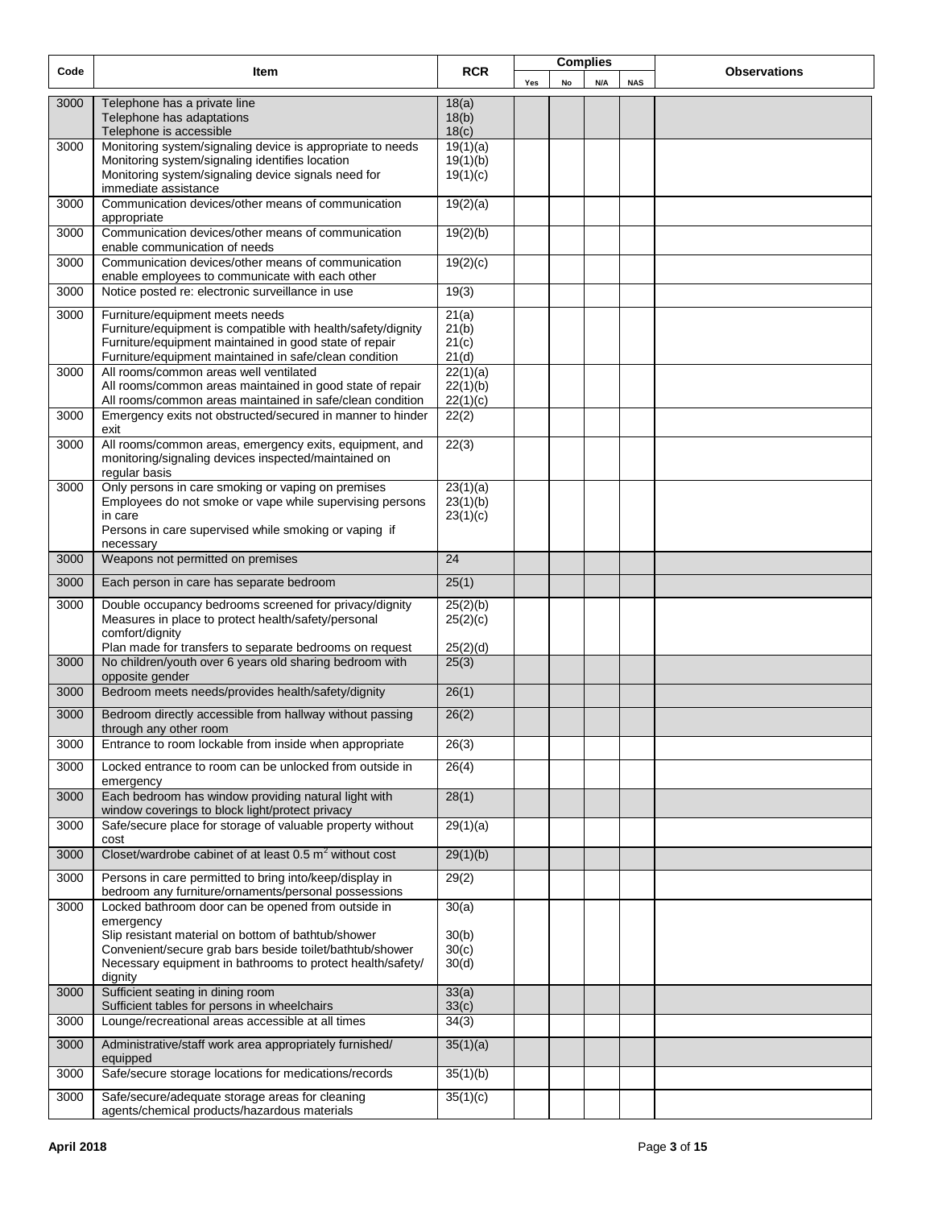| Code | Item | RCR | Complies | | | | Observations |
|---|---|---|---|---|---|---|---|
| | | | Yes | No | N/A | NAS | |
| 3000 | Telephone has a private line<br>Telephone has adaptations<br>Telephone is accessible | 18(a)<br>18(b)<br>18(c) | | | | | |
| 3000 | Monitoring system/signaling device is appropriate to needs<br>Monitoring system/signaling identifies location<br>Monitoring system/signaling device signals need for immediate assistance | 19(1)(a)<br>19(1)(b)<br>19(1)(c) | | | | | |
| 3000 | Communication devices/other means of communication appropriate | 19(2)(a) | | | | | |
| 3000 | Communication devices/other means of communication enable communication of needs | 19(2)(b) | | | | | |
| 3000 | Communication devices/other means of communication enable employees to communicate with each other | 19(2)(c) | | | | | |
| 3000 | Notice posted re: electronic surveillance in use | 19(3) | | | | | |
| 3000 | Furniture/equipment meets needs<br>Furniture/equipment is compatible with health/safety/dignity<br>Furniture/equipment maintained in good state of repair<br>Furniture/equipment maintained in safe/clean condition | 21(a)<br>21(b)<br>21(c)<br>21(d) | | | | | |
| 3000 | All rooms/common areas well ventilated<br>All rooms/common areas maintained in good state of repair<br>All rooms/common areas maintained in safe/clean condition | 22(1)(a)<br>22(1)(b)<br>22(1)(c) | | | | | |
| 3000 | Emergency exits not obstructed/secured in manner to hinder exit | 22(2) | | | | | |
| 3000 | All rooms/common areas, emergency exits, equipment, and monitoring/signaling devices inspected/maintained on regular basis | 22(3) | | | | | |
| 3000 | Only persons in care smoking or vaping on premises<br>Employees do not smoke or vape while supervising persons in care<br>Persons in care supervised while smoking or vaping if necessary | 23(1)(a)<br>23(1)(b)<br>23(1)(c) | | | | | |
| 3000 | Weapons not permitted on premises | 24 | | | | | |
| 3000 | Each person in care has separate bedroom | 25(1) | | | | | |
| 3000 | Double occupancy bedrooms screened for privacy/dignity<br>Measures in place to protect health/safety/personal comfort/dignity<br>Plan made for transfers to separate bedrooms on request | 25(2)(b)<br>25(2)(c)<br>25(2)(d) | | | | | |
| 3000 | No children/youth over 6 years old sharing bedroom with opposite gender | 25(3) | | | | | |
| 3000 | Bedroom meets needs/provides health/safety/dignity | 26(1) | | | | | |
| 3000 | Bedroom directly accessible from hallway without passing through any other room | 26(2) | | | | | |
| 3000 | Entrance to room lockable from inside when appropriate | 26(3) | | | | | |
| 3000 | Locked entrance to room can be unlocked from outside in emergency | 26(4) | | | | | |
| 3000 | Each bedroom has window providing natural light with window coverings to block light/protect privacy | 28(1) | | | | | |
| 3000 | Safe/secure place for storage of valuable property without cost | 29(1)(a) | | | | | |
| 3000 | Closet/wardrobe cabinet of at least 0.5 $m^2$ without cost | 29(1)(b) | | | | | |
| 3000 | Persons in care permitted to bring into/keep/display in bedroom any furniture/ornaments/personal possessions | 29(2) | | | | | |
| 3000 | Locked bathroom door can be opened from outside in emergency<br>Slip resistant material on bottom of bathtub/shower<br>Convenient/secure grab bars beside toilet/bathtub/shower<br>Necessary equipment in bathrooms to protect health/safety/ dignity | 30(a)<br>30(b)<br>30(c)<br>30(d) | | | | | |
| 3000 | Sufficient seating in dining room<br>Sufficient tables for persons in wheelchairs | 33(a)<br>33(c) | | | | | |
| 3000 | Lounge/recreational areas accessible at all times | 34(3) | | | | | |
| 3000 | Administrative/staff work area appropriately furnished/ equipped | 35(1)(a) | | | | | |
| 3000 | Safe/secure storage locations for medications/records | 35(1)(b) | | | | | |
| 3000 | Safe/secure/adequate storage areas for cleaning agents/chemical products/hazardous materials | 35(1)(c) | | | | | |

**April 2018**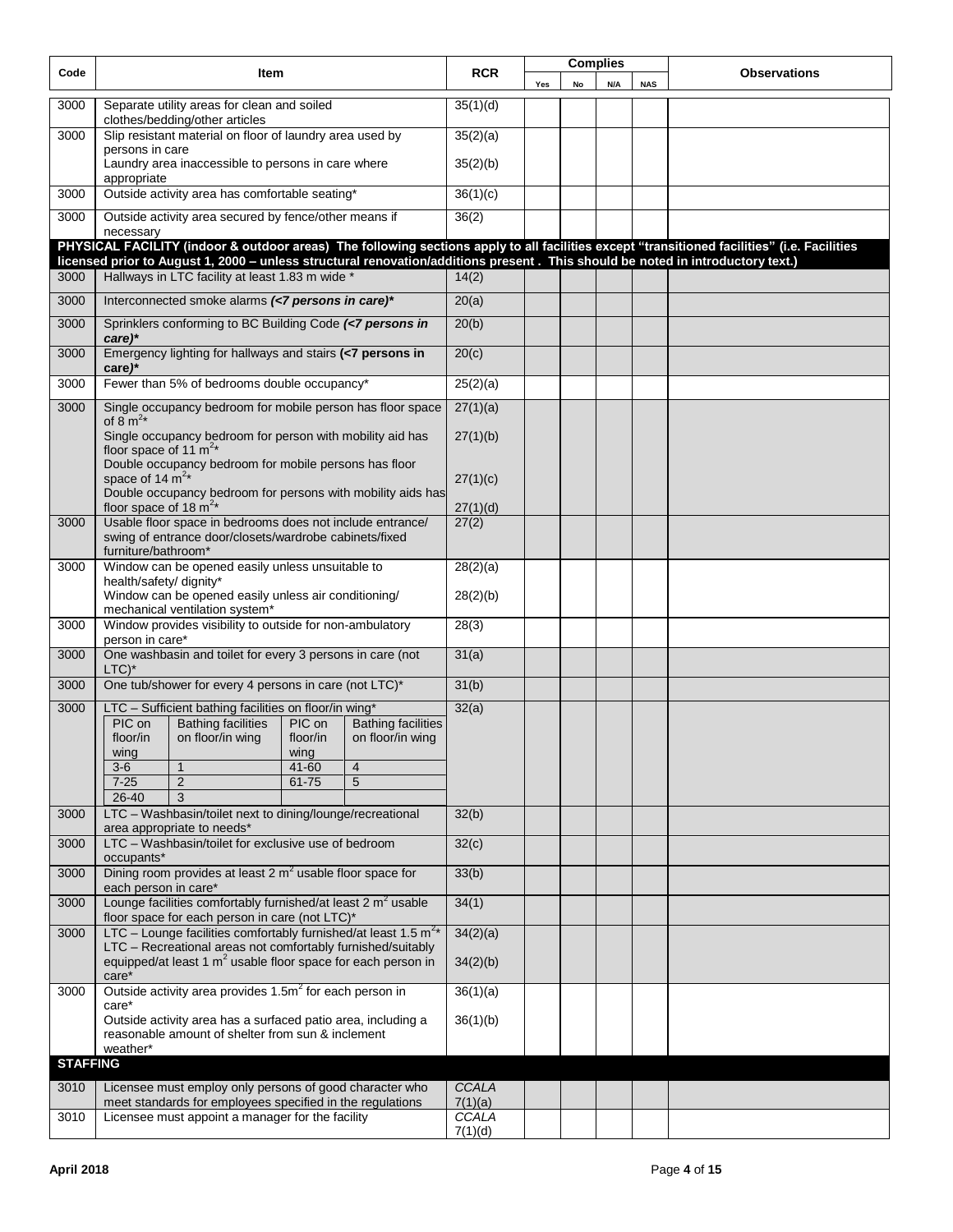| Code | Item | RCR | Complies | | | | Observations |
|---|---|---|---|---|---|---|---|
| | | | Yes | No | N/A | NAS | |
| 3000 | Separate utility areas for clean and soiled clothes/bedding/other articles | 35(1)(d) | | | | | |
| 3000 | Slip resistant material on floor of laundry area used by persons in care<br>Laundry area inaccessible to persons in care where appropriate | 35(2)(a)<br>35(2)(b) | | | | | |
| 3000 | Outside activity area has comfortable seating* | 36(1)(c) | | | | | |
| 3000 | Outside activity area secured by fence/other means if necessary | 36(2) | | | | | |
| **PHYSICAL FACILITY (indoor & outdoor areas) The following sections apply to all facilities except "transitioned facilities" (i.e. Facilities licensed prior to August 1, 2000 – unless structural renovation/additions present . This should be noted in introductory text.)** | | | | | | | |
| 3000 | Hallways in LTC facility at least 1.83 m wide * | 14(2) | | | | | |
| 3000 | Interconnected smoke alarms ***(<7 persons in care)**** | 20(a) | | | | | |
| 3000 | Sprinklers conforming to BC Building Code ***(<7 persons in care)**** | 20(b) | | | | | |
| 3000 | Emergency lighting for hallways and stairs **(<7 persons in care)*** | 20(c) | | | | | |
| 3000 | Fewer than 5% of bedrooms double occupancy* | 25(2)(a) | | | | | |
| 3000 | Single occupancy bedroom for mobile person has floor space of 8 $m^2$*<br>Single occupancy bedroom for person with mobility aid has floor space of 11 $m^2$*<br>Double occupancy bedroom for mobile persons has floor space of 14 $m^2$*<br>Double occupancy bedroom for persons with mobility aids has floor space of 18 $m^2$* | 27(1)(a)<br>27(1)(b)<br>27(1)(c)<br>27(1)(d) | | | | | |
| 3000 | Usable floor space in bedrooms does not include entrance/ swing of entrance door/closets/wardrobe cabinets/fixed furniture/bathroom* | 27(2) | | | | | |
| 3000 | Window can be opened easily unless unsuitable to health/safety/ dignity*<br>Window can be opened easily unless air conditioning/ mechanical ventilation system* | 28(2)(a)<br>28(2)(b) | | | | | |
| 3000 | Window provides visibility to outside for non-ambulatory person in care* | 28(3) | | | | | |
| 3000 | One washbasin and toilet for every 3 persons in care (not LTC)* | 31(a) | | | | | |
| 3000 | One tub/shower for every 4 persons in care (not LTC)* | 31(b) | | | | | |
| 3000 | LTC – Sufficient bathing facilities on floor/in wing*<br>PIC on floor/in wing – Bathing facilities on floor/in wing:<br>3-6 – 1; 7-25 – 2; 26-40 – 3; 41-60 – 4; 61-75 – 5 | 32(a) | | | | | |
| 3000 | LTC – Washbasin/toilet next to dining/lounge/recreational area appropriate to needs* | 32(b) | | | | | |
| 3000 | LTC – Washbasin/toilet for exclusive use of bedroom occupants* | 32(c) | | | | | |
| 3000 | Dining room provides at least 2 $m^2$ usable floor space for each person in care* | 33(b) | | | | | |
| 3000 | Lounge facilities comfortably furnished/at least 2 $m^2$ usable floor space for each person in care (not LTC)* | 34(1) | | | | | |
| 3000 | LTC – Lounge facilities comfortably furnished/at least 1.5 $m^2$*<br>LTC – Recreational areas not comfortably furnished/suitably equipped/at least 1 $m^2$ usable floor space for each person in care* | 34(2)(a)<br>34(2)(b) | | | | | |
| 3000 | Outside activity area provides 1.5$m^2$ for each person in care*<br>Outside activity area has a surfaced patio area, including a reasonable amount of shelter from sun & inclement weather* | 36(1)(a)<br>36(1)(b) | | | | | |
| **STAFFING** | | | | | | | |
| 3010 | Licensee must employ only persons of good character who meet standards for employees specified in the regulations | *CCALA* 7(1)(a) | | | | | |
| 3010 | Licensee must appoint a manager for the facility | *CCALA* 7(1)(d) | | | | | |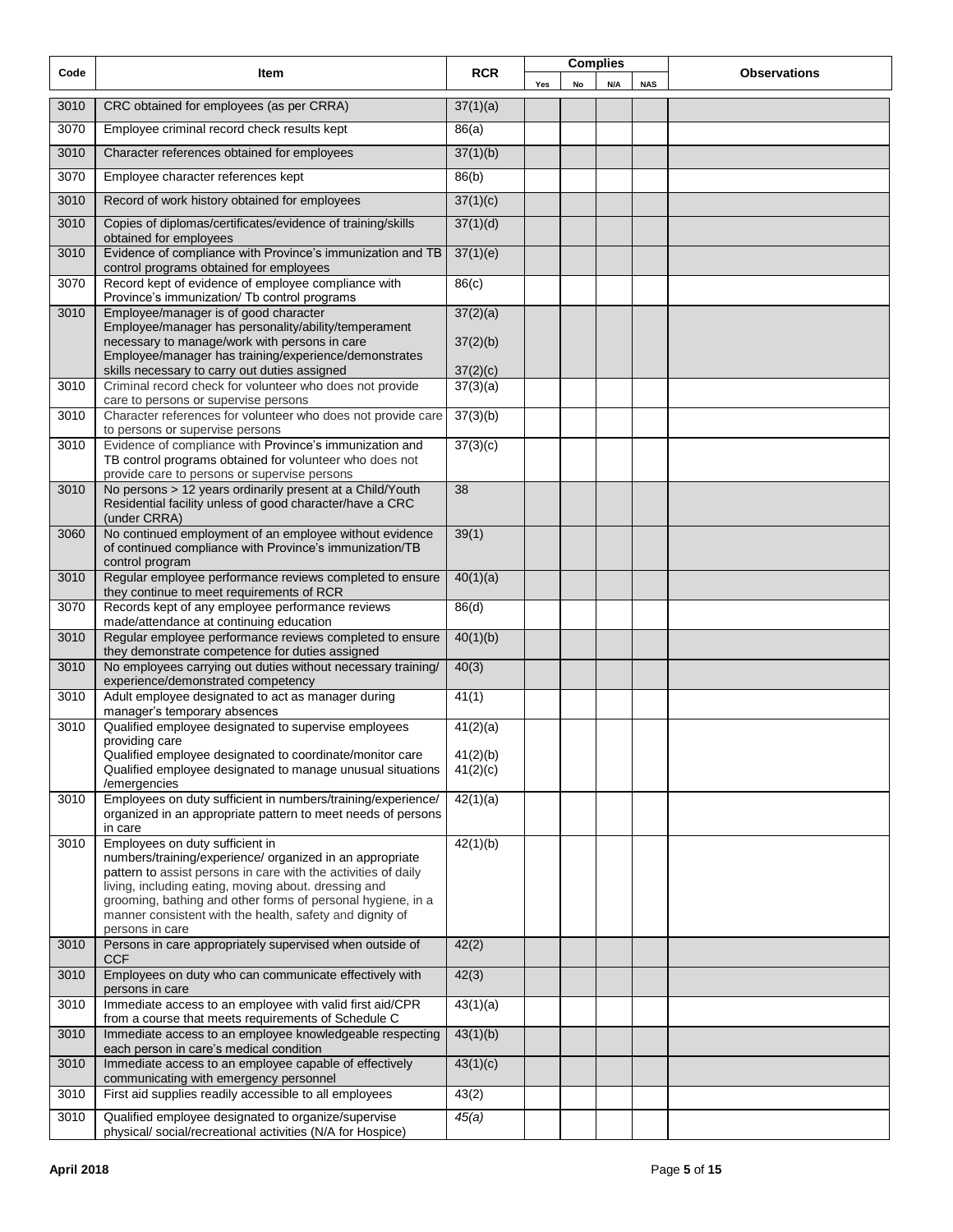| Code | Item | RCR | Complies | | | | Observations |
|---|---|---|---|---|---|---|---|
| | | | Yes | No | N/A | NAS | |
| 3010 | CRC obtained for employees (as per CRRA) | 37(1)(a) | | | | | |
| 3070 | Employee criminal record check results kept | 86(a) | | | | | |
| 3010 | Character references obtained for employees | 37(1)(b) | | | | | |
| 3070 | Employee character references kept | 86(b) | | | | | |
| 3010 | Record of work history obtained for employees | 37(1)(c) | | | | | |
| 3010 | Copies of diplomas/certificates/evidence of training/skills obtained for employees | 37(1)(d) | | | | | |
| 3010 | Evidence of compliance with Province's immunization and TB control programs obtained for employees | 37(1)(e) | | | | | |
| 3070 | Record kept of evidence of employee compliance with Province's immunization/ Tb control programs | 86(c) | | | | | |
| 3010 | Employee/manager is of good character<br>Employee/manager has personality/ability/temperament necessary to manage/work with persons in care<br>Employee/manager has training/experience/demonstrates skills necessary to carry out duties assigned | 37(2)(a)<br>37(2)(b)<br>37(2)(c) | | | | | |
| 3010 | Criminal record check for volunteer who does not provide care to persons or supervise persons | 37(3)(a) | | | | | |
| 3010 | Character references for volunteer who does not provide care to persons or supervise persons | 37(3)(b) | | | | | |
| 3010 | Evidence of compliance with Province's immunization and TB control programs obtained for volunteer who does not provide care to persons or supervise persons | 37(3)(c) | | | | | |
| 3010 | No persons > 12 years ordinarily present at a Child/Youth Residential facility unless of good character/have a CRC (under CRRA) | 38 | | | | | |
| 3060 | No continued employment of an employee without evidence of continued compliance with Province's immunization/TB control program | 39(1) | | | | | |
| 3010 | Regular employee performance reviews completed to ensure they continue to meet requirements of RCR | 40(1)(a) | | | | | |
| 3070 | Records kept of any employee performance reviews made/attendance at continuing education | 86(d) | | | | | |
| 3010 | Regular employee performance reviews completed to ensure they demonstrate competence for duties assigned | 40(1)(b) | | | | | |
| 3010 | No employees carrying out duties without necessary training/ experience/demonstrated competency | 40(3) | | | | | |
| 3010 | Adult employee designated to act as manager during manager's temporary absences | 41(1) | | | | | |
| 3010 | Qualified employee designated to supervise employees providing care<br>Qualified employee designated to coordinate/monitor care<br>Qualified employee designated to manage unusual situations /emergencies | 41(2)(a)<br>41(2)(b)<br>41(2)(c) | | | | | |
| 3010 | Employees on duty sufficient in numbers/training/experience/ organized in an appropriate pattern to meet needs of persons in care | 42(1)(a) | | | | | |
| 3010 | Employees on duty sufficient in numbers/training/experience/ organized in an appropriate pattern to assist persons in care with the activities of daily living, including eating, moving about. dressing and grooming, bathing and other forms of personal hygiene, in a manner consistent with the health, safety and dignity of persons in care | 42(1)(b) | | | | | |
| 3010 | Persons in care appropriately supervised when outside of CCF | 42(2) | | | | | |
| 3010 | Employees on duty who can communicate effectively with persons in care | 42(3) | | | | | |
| 3010 | Immediate access to an employee with valid first aid/CPR from a course that meets requirements of Schedule C | 43(1)(a) | | | | | |
| 3010 | Immediate access to an employee knowledgeable respecting each person in care's medical condition | 43(1)(b) | | | | | |
| 3010 | Immediate access to an employee capable of effectively communicating with emergency personnel | 43(1)(c) | | | | | |
| 3010 | First aid supplies readily accessible to all employees | 43(2) | | | | | |
| 3010 | Qualified employee designated to organize/supervise physical/ social/recreational activities (N/A for Hospice) | *45(a)* | | | | | |

**April 2018**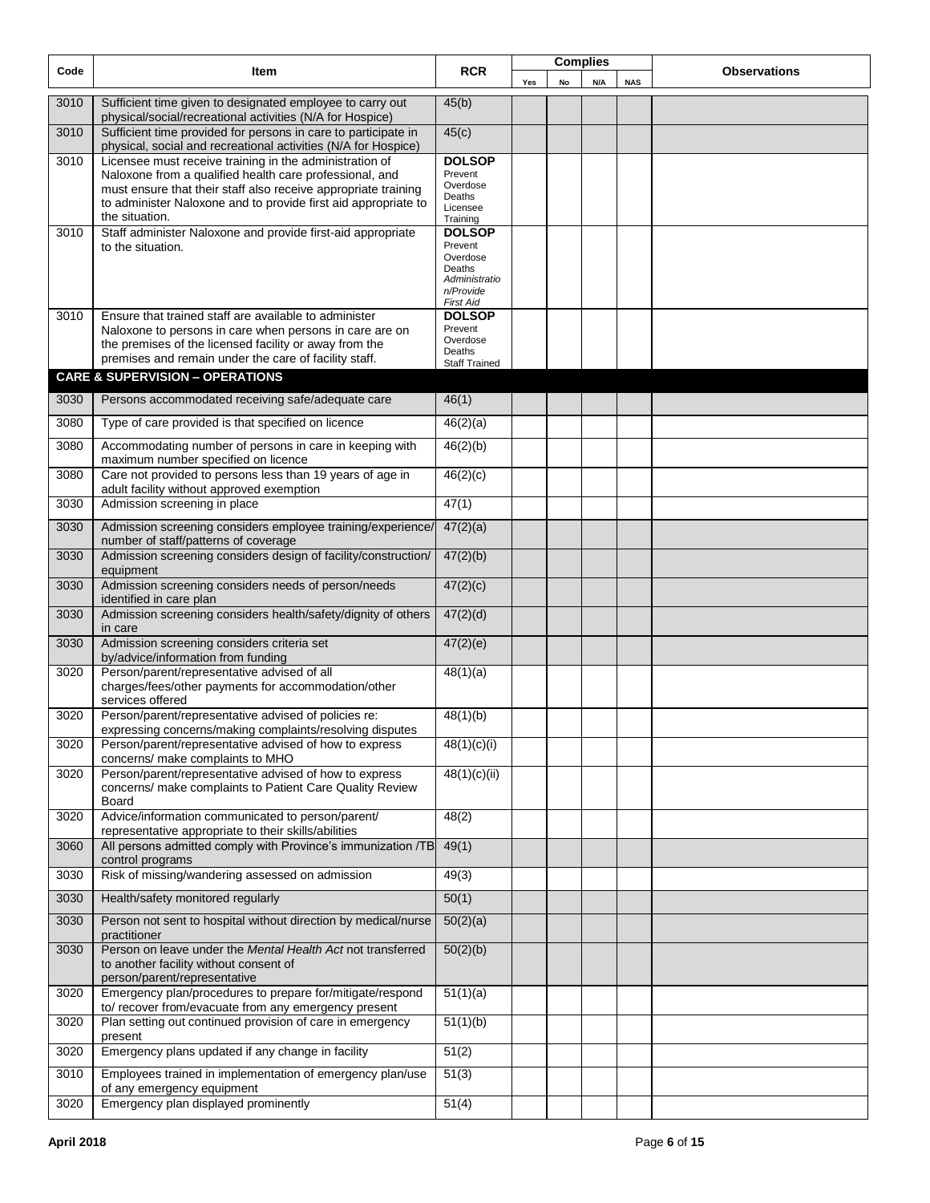| Code | Item | RCR | Complies | | | | Observations |
|---|---|---|---|---|---|---|---|
| | | | Yes | No | N/A | NAS | |
| 3010 | Sufficient time given to designated employee to carry out physical/social/recreational activities (N/A for Hospice) | 45(b) | | | | | |
| 3010 | Sufficient time provided for persons in care to participate in physical, social and recreational activities (N/A for Hospice) | 45(c) | | | | | |
| 3010 | Licensee must receive training in the administration of Naloxone from a qualified health care professional, and must ensure that their staff also receive appropriate training to administer Naloxone and to provide first aid appropriate to the situation. | **DOLSOP** Prevent Overdose Deaths Licensee Training | | | | | |
| 3010 | Staff administer Naloxone and provide first-aid appropriate to the situation. | **DOLSOP** Prevent Overdose Deaths *Administration/Provide First Aid* | | | | | |
| 3010 | Ensure that trained staff are available to administer Naloxone to persons in care when persons in care are on the premises of the licensed facility or away from the premises and remain under the care of facility staff. | **DOLSOP** Prevent Overdose Deaths Staff Trained | | | | | |
| | **CARE & SUPERVISION – OPERATIONS** | | | | | | |
| 3030 | Persons accommodated receiving safe/adequate care | 46(1) | | | | | |
| 3080 | Type of care provided is that specified on licence | 46(2)(a) | | | | | |
| 3080 | Accommodating number of persons in care in keeping with maximum number specified on licence | 46(2)(b) | | | | | |
| 3080 | Care not provided to persons less than 19 years of age in adult facility without approved exemption | 46(2)(c) | | | | | |
| 3030 | Admission screening in place | 47(1) | | | | | |
| 3030 | Admission screening considers employee training/experience/ number of staff/patterns of coverage | 47(2)(a) | | | | | |
| 3030 | Admission screening considers design of facility/construction/ equipment | 47(2)(b) | | | | | |
| 3030 | Admission screening considers needs of person/needs identified in care plan | 47(2)(c) | | | | | |
| 3030 | Admission screening considers health/safety/dignity of others in care | 47(2)(d) | | | | | |
| 3030 | Admission screening considers criteria set by/advice/information from funding | 47(2)(e) | | | | | |
| 3020 | Person/parent/representative advised of all charges/fees/other payments for accommodation/other services offered | 48(1)(a) | | | | | |
| 3020 | Person/parent/representative advised of policies re: expressing concerns/making complaints/resolving disputes | 48(1)(b) | | | | | |
| 3020 | Person/parent/representative advised of how to express concerns/ make complaints to MHO | 48(1)(c)(i) | | | | | |
| 3020 | Person/parent/representative advised of how to express concerns/ make complaints to Patient Care Quality Review Board | 48(1)(c)(ii) | | | | | |
| 3020 | Advice/information communicated to person/parent/ representative appropriate to their skills/abilities | 48(2) | | | | | |
| 3060 | All persons admitted comply with Province's immunization /TB control programs | 49(1) | | | | | |
| 3030 | Risk of missing/wandering assessed on admission | 49(3) | | | | | |
| 3030 | Health/safety monitored regularly | 50(1) | | | | | |
| 3030 | Person not sent to hospital without direction by medical/nurse practitioner | 50(2)(a) | | | | | |
| 3030 | Person on leave under the *Mental Health Act* not transferred to another facility without consent of person/parent/representative | 50(2)(b) | | | | | |
| 3020 | Emergency plan/procedures to prepare for/mitigate/respond to/ recover from/evacuate from any emergency present | 51(1)(a) | | | | | |
| 3020 | Plan setting out continued provision of care in emergency present | 51(1)(b) | | | | | |
| 3020 | Emergency plans updated if any change in facility | 51(2) | | | | | |
| 3010 | Employees trained in implementation of emergency plan/use of any emergency equipment | 51(3) | | | | | |
| 3020 | Emergency plan displayed prominently | 51(4) | | | | | |

**April 2018**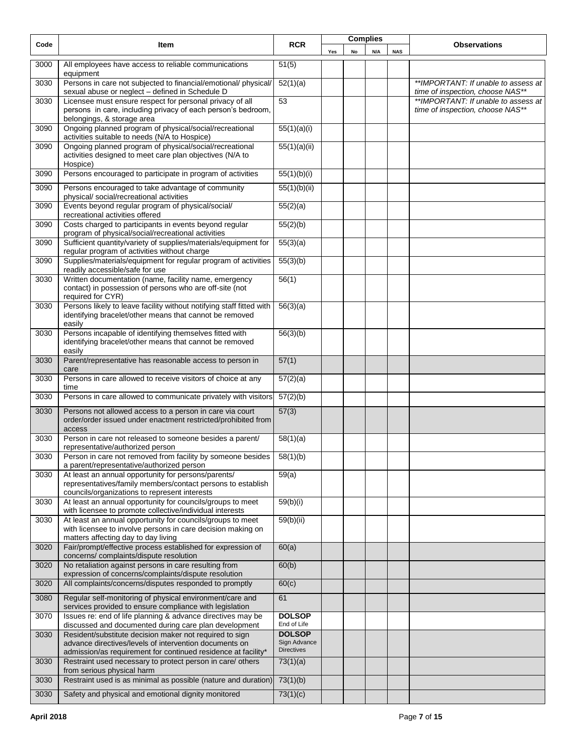| Code | Item | RCR | Complies | | | | Observations |
|---|---|---|---|---|---|---|---|
| | | | Yes | No | N/A | NAS | |
| 3000 | All employees have access to reliable communications equipment | 51(5) | | | | | |
| 3030 | Persons in care not subjected to financial/emotional/ physical/ sexual abuse or neglect – defined in Schedule D | 52(1)(a) | | | | | *\*\*IMPORTANT: If unable to assess at time of inspection, choose NAS\*\** |
| 3030 | Licensee must ensure respect for personal privacy of all persons in care, including privacy of each person's bedroom, belongings, & storage area | 53 | | | | | *\*\*IMPORTANT: If unable to assess at time of inspection, choose NAS\*\** |
| 3090 | Ongoing planned program of physical/social/recreational activities suitable to needs (N/A to Hospice) | 55(1)(a)(i) | | | | | |
| 3090 | Ongoing planned program of physical/social/recreational activities designed to meet care plan objectives (N/A to Hospice) | 55(1)(a)(ii) | | | | | |
| 3090 | Persons encouraged to participate in program of activities | 55(1)(b)(i) | | | | | |
| 3090 | Persons encouraged to take advantage of community physical/ social/recreational activities | 55(1)(b)(ii) | | | | | |
| 3090 | Events beyond regular program of physical/social/ recreational activities offered | 55(2)(a) | | | | | |
| 3090 | Costs charged to participants in events beyond regular program of physical/social/recreational activities | 55(2)(b) | | | | | |
| 3090 | Sufficient quantity/variety of supplies/materials/equipment for regular program of activities without charge | 55(3)(a) | | | | | |
| 3090 | Supplies/materials/equipment for regular program of activities readily accessible/safe for use | 55(3)(b) | | | | | |
| 3030 | Written documentation (name, facility name, emergency contact) in possession of persons who are off-site (not required for CYR) | 56(1) | | | | | |
| 3030 | Persons likely to leave facility without notifying staff fitted with identifying bracelet/other means that cannot be removed easily | 56(3)(a) | | | | | |
| 3030 | Persons incapable of identifying themselves fitted with identifying bracelet/other means that cannot be removed easily | 56(3)(b) | | | | | |
| 3030 | Parent/representative has reasonable access to person in care | 57(1) | | | | | |
| 3030 | Persons in care allowed to receive visitors of choice at any time | 57(2)(a) | | | | | |
| 3030 | Persons in care allowed to communicate privately with visitors | 57(2)(b) | | | | | |
| 3030 | Persons not allowed access to a person in care via court order/order issued under enactment restricted/prohibited from access | 57(3) | | | | | |
| 3030 | Person in care not released to someone besides a parent/ representative/authorized person | 58(1)(a) | | | | | |
| 3030 | Person in care not removed from facility by someone besides a parent/representative/authorized person | 58(1)(b) | | | | | |
| 3030 | At least an annual opportunity for persons/parents/ representatives/family members/contact persons to establish councils/organizations to represent interests | 59(a) | | | | | |
| 3030 | At least an annual opportunity for councils/groups to meet with licensee to promote collective/individual interests | 59(b)(i) | | | | | |
| 3030 | At least an annual opportunity for councils/groups to meet with licensee to involve persons in care decision making on matters affecting day to day living | 59(b)(ii) | | | | | |
| 3020 | Fair/prompt/effective process established for expression of concerns/ complaints/dispute resolution | 60(a) | | | | | |
| 3020 | No retaliation against persons in care resulting from expression of concerns/complaints/dispute resolution | 60(b) | | | | | |
| 3020 | All complaints/concerns/disputes responded to promptly | 60(c) | | | | | |
| 3080 | Regular self-monitoring of physical environment/care and services provided to ensure compliance with legislation | 61 | | | | | |
| 3070 | Issues re: end of life planning & advance directives may be discussed and documented during care plan development | **DOLSOP** End of Life | | | | | |
| 3030 | Resident/substitute decision maker not required to sign advance directives/levels of intervention documents on admission/as requirement for continued residence at facility* | **DOLSOP** Sign Advance Directives | | | | | |
| 3030 | Restraint used necessary to protect person in care/ others from serious physical harm | 73(1)(a) | | | | | |
| 3030 | Restraint used is as minimal as possible (nature and duration) | 73(1)(b) | | | | | |
| 3030 | Safety and physical and emotional dignity monitored | 73(1)(c) | | | | | |

**April 2018**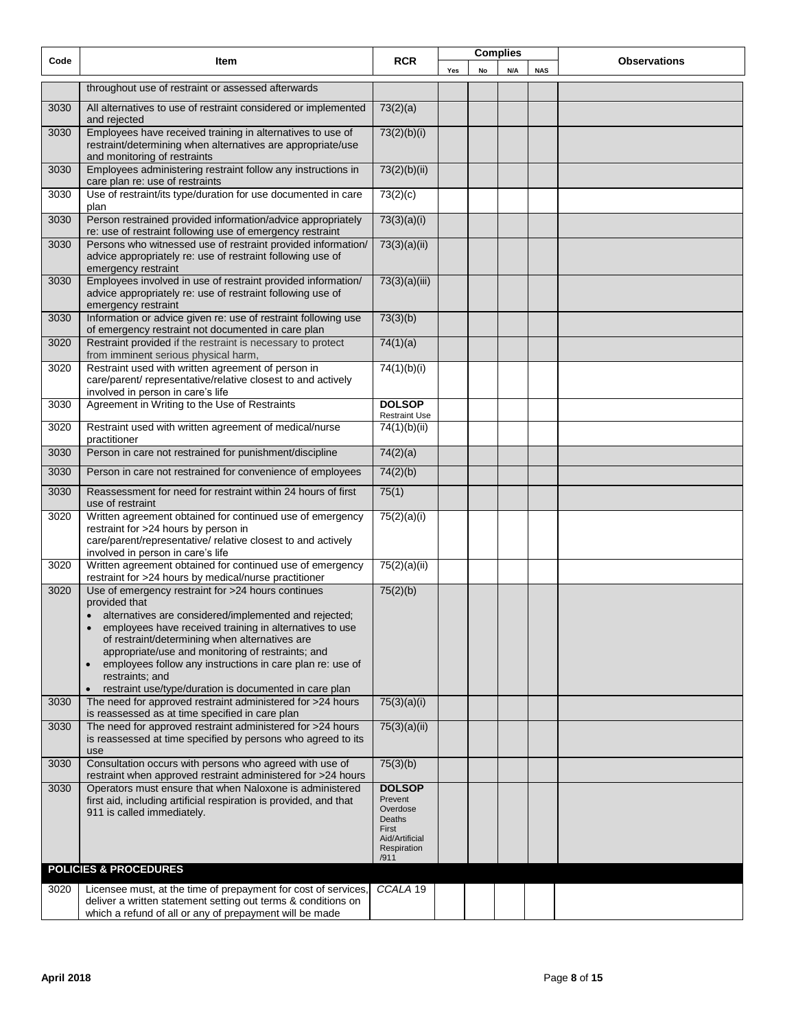| Code | Item | RCR | Complies | | | | Observations |
|---|---|---|---|---|---|---|---|
| | | | Yes | No | N/A | NAS | |
| | throughout use of restraint or assessed afterwards | | | | | | |
| 3030 | All alternatives to use of restraint considered or implemented and rejected | 73(2)(a) | | | | | |
| 3030 | Employees have received training in alternatives to use of restraint/determining when alternatives are appropriate/use and monitoring of restraints | 73(2)(b)(i) | | | | | |
| 3030 | Employees administering restraint follow any instructions in care plan re: use of restraints | 73(2)(b)(ii) | | | | | |
| 3030 | Use of restraint/its type/duration for use documented in care plan | 73(2)(c) | | | | | |
| 3030 | Person restrained provided information/advice appropriately re: use of restraint following use of emergency restraint | 73(3)(a)(i) | | | | | |
| 3030 | Persons who witnessed use of restraint provided information/ advice appropriately re: use of restraint following use of emergency restraint | 73(3)(a)(ii) | | | | | |
| 3030 | Employees involved in use of restraint provided information/ advice appropriately re: use of restraint following use of emergency restraint | 73(3)(a)(iii) | | | | | |
| 3030 | Information or advice given re: use of restraint following use of emergency restraint not documented in care plan | 73(3)(b) | | | | | |
| 3020 | Restraint provided if the restraint is necessary to protect from imminent serious physical harm, | 74(1)(a) | | | | | |
| 3020 | Restraint used with written agreement of person in care/parent/ representative/relative closest to and actively involved in person in care's life | 74(1)(b)(i) | | | | | |
| 3030 | Agreement in Writing to the Use of Restraints | **DOLSOP** Restraint Use | | | | | |
| 3020 | Restraint used with written agreement of medical/nurse practitioner | 74(1)(b)(ii) | | | | | |
| 3030 | Person in care not restrained for punishment/discipline | 74(2)(a) | | | | | |
| 3030 | Person in care not restrained for convenience of employees | 74(2)(b) | | | | | |
| 3030 | Reassessment for need for restraint within 24 hours of first use of restraint | 75(1) | | | | | |
| 3020 | Written agreement obtained for continued use of emergency restraint for >24 hours by person in care/parent/representative/ relative closest to and actively involved in person in care's life | 75(2)(a)(i) | | | | | |
| 3020 | Written agreement obtained for continued use of emergency restraint for >24 hours by medical/nurse practitioner | 75(2)(a)(ii) | | | | | |
| 3020 | Use of emergency restraint for >24 hours continues provided that<br>• alternatives are considered/implemented and rejected;<br>• employees have received training in alternatives to use of restraint/determining when alternatives are appropriate/use and monitoring of restraints; and<br>• employees follow any instructions in care plan re: use of restraints; and<br>• restraint use/type/duration is documented in care plan | 75(2)(b) | | | | | |
| 3030 | The need for approved restraint administered for >24 hours is reassessed as at time specified in care plan | 75(3)(a)(i) | | | | | |
| 3030 | The need for approved restraint administered for >24 hours is reassessed at time specified by persons who agreed to its use | 75(3)(a)(ii) | | | | | |
| 3030 | Consultation occurs with persons who agreed with use of restraint when approved restraint administered for >24 hours | 75(3)(b) | | | | | |
| 3030 | Operators must ensure that when Naloxone is administered first aid, including artificial respiration is provided, and that 911 is called immediately. | **DOLSOP** Prevent Overdose Deaths First Aid/Artificial Respiration /911 | | | | | |
| **POLICIES & PROCEDURES** | | | | | | | |
| 3020 | Licensee must, at the time of prepayment for cost of services, deliver a written statement setting out terms & conditions on which a refund of all or any of prepayment will be made | *CCALA* 19 | | | | | |

April 2018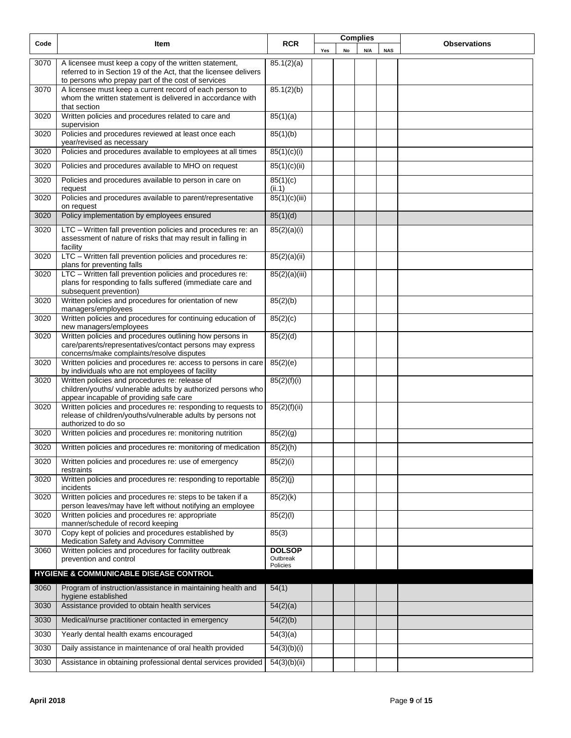| Code | Item | RCR | Complies | | | | Observations |
|---|---|---|---|---|---|---|---|
| | | | Yes | No | N/A | NAS | |
| 3070 | A licensee must keep a copy of the written statement, referred to in Section 19 of the Act, that the licensee delivers to persons who prepay part of the cost of services | 85.1(2)(a) | | | | | |
| 3070 | A licensee must keep a current record of each person to whom the written statement is delivered in accordance with that section | 85.1(2)(b) | | | | | |
| 3020 | Written policies and procedures related to care and supervision | 85(1)(a) | | | | | |
| 3020 | Policies and procedures reviewed at least once each year/revised as necessary | 85(1)(b) | | | | | |
| 3020 | Policies and procedures available to employees at all times | 85(1)(c)(i) | | | | | |
| 3020 | Policies and procedures available to MHO on request | 85(1)(c)(ii) | | | | | |
| 3020 | Policies and procedures available to person in care on request | 85(1)(c)(ii.1) | | | | | |
| 3020 | Policies and procedures available to parent/representative on request | 85(1)(c)(iii) | | | | | |
| 3020 | Policy implementation by employees ensured | 85(1)(d) | | | | | |
| 3020 | LTC – Written fall prevention policies and procedures re: an assessment of nature of risks that may result in falling in facility | 85(2)(a)(i) | | | | | |
| 3020 | LTC – Written fall prevention policies and procedures re: plans for preventing falls | 85(2)(a)(ii) | | | | | |
| 3020 | LTC – Written fall prevention policies and procedures re: plans for responding to falls suffered (immediate care and subsequent prevention) | 85(2)(a)(iii) | | | | | |
| 3020 | Written policies and procedures for orientation of new managers/employees | 85(2)(b) | | | | | |
| 3020 | Written policies and procedures for continuing education of new managers/employees | 85(2)(c) | | | | | |
| 3020 | Written policies and procedures outlining how persons in care/parents/representatives/contact persons may express concerns/make complaints/resolve disputes | 85(2)(d) | | | | | |
| 3020 | Written policies and procedures re: access to persons in care by individuals who are not employees of facility | 85(2)(e) | | | | | |
| 3020 | Written policies and procedures re: release of children/youths/ vulnerable adults by authorized persons who appear incapable of providing safe care | 85(2)(f)(i) | | | | | |
| 3020 | Written policies and procedures re: responding to requests to release of children/youths/vulnerable adults by persons not authorized to do so | 85(2)(f)(ii) | | | | | |
| 3020 | Written policies and procedures re: monitoring nutrition | 85(2)(g) | | | | | |
| 3020 | Written policies and procedures re: monitoring of medication | 85(2)(h) | | | | | |
| 3020 | Written policies and procedures re: use of emergency restraints | 85(2)(i) | | | | | |
| 3020 | Written policies and procedures re: responding to reportable incidents | 85(2)(j) | | | | | |
| 3020 | Written policies and procedures re: steps to be taken if a person leaves/may have left without notifying an employee | 85(2)(k) | | | | | |
| 3020 | Written policies and procedures re: appropriate manner/schedule of record keeping | 85(2)(l) | | | | | |
| 3070 | Copy kept of policies and procedures established by Medication Safety and Advisory Committee | 85(3) | | | | | |
| 3060 | Written policies and procedures for facility outbreak prevention and control | **DOLSOP** Outbreak Policies | | | | | |
| **HYGIENE & COMMUNICABLE DISEASE CONTROL** | | | | | | | |
| 3060 | Program of instruction/assistance in maintaining health and hygiene established | 54(1) | | | | | |
| 3030 | Assistance provided to obtain health services | 54(2)(a) | | | | | |
| 3030 | Medical/nurse practitioner contacted in emergency | 54(2)(b) | | | | | |
| 3030 | Yearly dental health exams encouraged | 54(3)(a) | | | | | |
| 3030 | Daily assistance in maintenance of oral health provided | 54(3)(b)(i) | | | | | |
| 3030 | Assistance in obtaining professional dental services provided | 54(3)(b)(ii) | | | | | |

April 2018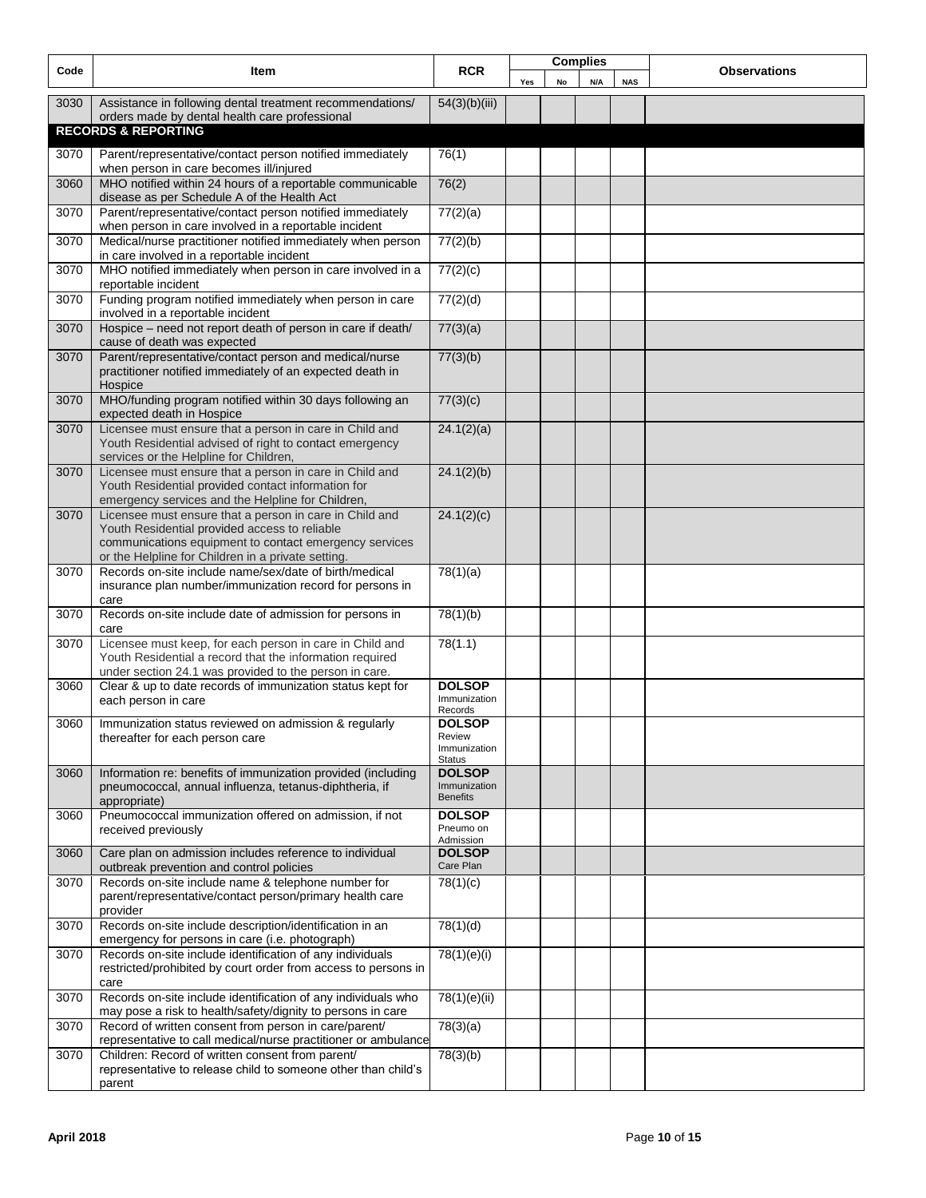| Code | Item | RCR | Complies | | | | Observations |
|---|---|---|---|---|---|---|---|
| | | | Yes | No | N/A | NAS | |
| 3030 | Assistance in following dental treatment recommendations/ orders made by dental health care professional | 54(3)(b)(iii) | | | | | |
| **RECORDS & REPORTING** | | | | | | | |
| 3070 | Parent/representative/contact person notified immediately when person in care becomes ill/injured | 76(1) | | | | | |
| 3060 | MHO notified within 24 hours of a reportable communicable disease as per Schedule A of the Health Act | 76(2) | | | | | |
| 3070 | Parent/representative/contact person notified immediately when person in care involved in a reportable incident | 77(2)(a) | | | | | |
| 3070 | Medical/nurse practitioner notified immediately when person in care involved in a reportable incident | 77(2)(b) | | | | | |
| 3070 | MHO notified immediately when person in care involved in a reportable incident | 77(2)(c) | | | | | |
| 3070 | Funding program notified immediately when person in care involved in a reportable incident | 77(2)(d) | | | | | |
| 3070 | Hospice – need not report death of person in care if death/ cause of death was expected | 77(3)(a) | | | | | |
| 3070 | Parent/representative/contact person and medical/nurse practitioner notified immediately of an expected death in Hospice | 77(3)(b) | | | | | |
| 3070 | MHO/funding program notified within 30 days following an expected death in Hospice | 77(3)(c) | | | | | |
| 3070 | Licensee must ensure that a person in care in Child and Youth Residential advised of right to contact emergency services or the Helpline for Children, | 24.1(2)(a) | | | | | |
| 3070 | Licensee must ensure that a person in care in Child and Youth Residential provided contact information for emergency services and the Helpline for Children, | 24.1(2)(b) | | | | | |
| 3070 | Licensee must ensure that a person in care in Child and Youth Residential provided access to reliable communications equipment to contact emergency services or the Helpline for Children in a private setting. | 24.1(2)(c) | | | | | |
| 3070 | Records on-site include name/sex/date of birth/medical insurance plan number/immunization record for persons in care | 78(1)(a) | | | | | |
| 3070 | Records on-site include date of admission for persons in care | 78(1)(b) | | | | | |
| 3070 | Licensee must keep, for each person in care in Child and Youth Residential a record that the information required under section 24.1 was provided to the person in care. | 78(1.1) | | | | | |
| 3060 | Clear & up to date records of immunization status kept for each person in care | **DOLSOP** Immunization Records | | | | | |
| 3060 | Immunization status reviewed on admission & regularly thereafter for each person care | **DOLSOP** Review Immunization Status | | | | | |
| 3060 | Information re: benefits of immunization provided (including pneumococcal, annual influenza, tetanus-diphtheria, if appropriate) | **DOLSOP** Immunization Benefits | | | | | |
| 3060 | Pneumococcal immunization offered on admission, if not received previously | **DOLSOP** Pneumo on Admission | | | | | |
| 3060 | Care plan on admission includes reference to individual outbreak prevention and control policies | **DOLSOP** Care Plan | | | | | |
| 3070 | Records on-site include name & telephone number for parent/representative/contact person/primary health care provider | 78(1)(c) | | | | | |
| 3070 | Records on-site include description/identification in an emergency for persons in care (i.e. photograph) | 78(1)(d) | | | | | |
| 3070 | Records on-site include identification of any individuals restricted/prohibited by court order from access to persons in care | 78(1)(e)(i) | | | | | |
| 3070 | Records on-site include identification of any individuals who may pose a risk to health/safety/dignity to persons in care | 78(1)(e)(ii) | | | | | |
| 3070 | Record of written consent from person in care/parent/ representative to call medical/nurse practitioner or ambulance | 78(3)(a) | | | | | |
| 3070 | Children: Record of written consent from parent/ representative to release child to someone other than child's parent | 78(3)(b) | | | | | |

April 2018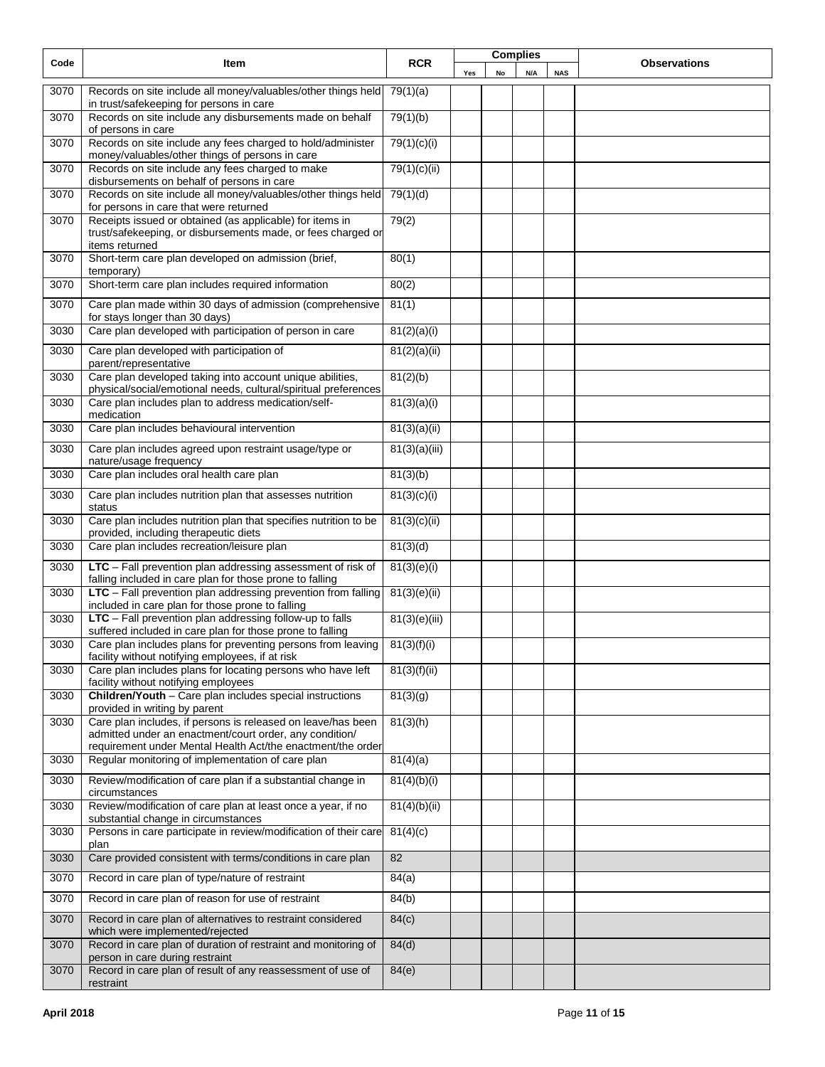| Code | Item | RCR | Complies | | | | Observations |
|---|---|---|---|---|---|---|---|
| | | | Yes | No | N/A | NAS | |
| 3070 | Records on site include all money/valuables/other things held in trust/safekeeping for persons in care | 79(1)(a) | | | | | |
| 3070 | Records on site include any disbursements made on behalf of persons in care | 79(1)(b) | | | | | |
| 3070 | Records on site include any fees charged to hold/administer money/valuables/other things of persons in care | 79(1)(c)(i) | | | | | |
| 3070 | Records on site include any fees charged to make disbursements on behalf of persons in care | 79(1)(c)(ii) | | | | | |
| 3070 | Records on site include all money/valuables/other things held for persons in care that were returned | 79(1)(d) | | | | | |
| 3070 | Receipts issued or obtained (as applicable) for items in trust/safekeeping, or disbursements made, or fees charged or items returned | 79(2) | | | | | |
| 3070 | Short-term care plan developed on admission (brief, temporary) | 80(1) | | | | | |
| 3070 | Short-term care plan includes required information | 80(2) | | | | | |
| 3070 | Care plan made within 30 days of admission (comprehensive for stays longer than 30 days) | 81(1) | | | | | |
| 3030 | Care plan developed with participation of person in care | 81(2)(a)(i) | | | | | |
| 3030 | Care plan developed with participation of parent/representative | 81(2)(a)(ii) | | | | | |
| 3030 | Care plan developed taking into account unique abilities, physical/social/emotional needs, cultural/spiritual preferences | 81(2)(b) | | | | | |
| 3030 | Care plan includes plan to address medication/self-medication | 81(3)(a)(i) | | | | | |
| 3030 | Care plan includes behavioural intervention | 81(3)(a)(ii) | | | | | |
| 3030 | Care plan includes agreed upon restraint usage/type or nature/usage frequency | 81(3)(a)(iii) | | | | | |
| 3030 | Care plan includes oral health care plan | 81(3)(b) | | | | | |
| 3030 | Care plan includes nutrition plan that assesses nutrition status | 81(3)(c)(i) | | | | | |
| 3030 | Care plan includes nutrition plan that specifies nutrition to be provided, including therapeutic diets | 81(3)(c)(ii) | | | | | |
| 3030 | Care plan includes recreation/leisure plan | 81(3)(d) | | | | | |
| 3030 | **LTC** – Fall prevention plan addressing assessment of risk of falling included in care plan for those prone to falling | 81(3)(e)(i) | | | | | |
| 3030 | **LTC** – Fall prevention plan addressing prevention from falling included in care plan for those prone to falling | 81(3)(e)(ii) | | | | | |
| 3030 | **LTC** – Fall prevention plan addressing follow-up to falls suffered included in care plan for those prone to falling | 81(3)(e)(iii) | | | | | |
| 3030 | Care plan includes plans for preventing persons from leaving facility without notifying employees, if at risk | 81(3)(f)(i) | | | | | |
| 3030 | Care plan includes plans for locating persons who have left facility without notifying employees | 81(3)(f)(ii) | | | | | |
| 3030 | **Children/Youth** – Care plan includes special instructions provided in writing by parent | 81(3)(g) | | | | | |
| 3030 | Care plan includes, if persons is released on leave/has been admitted under an enactment/court order, any condition/ requirement under Mental Health Act/the enactment/the order | 81(3)(h) | | | | | |
| 3030 | Regular monitoring of implementation of care plan | 81(4)(a) | | | | | |
| 3030 | Review/modification of care plan if a substantial change in circumstances | 81(4)(b)(i) | | | | | |
| 3030 | Review/modification of care plan at least once a year, if no substantial change in circumstances | 81(4)(b)(ii) | | | | | |
| 3030 | Persons in care participate in review/modification of their care plan | 81(4)(c) | | | | | |
| 3030 | Care provided consistent with terms/conditions in care plan | 82 | | | | | |
| 3070 | Record in care plan of type/nature of restraint | 84(a) | | | | | |
| 3070 | Record in care plan of reason for use of restraint | 84(b) | | | | | |
| 3070 | Record in care plan of alternatives to restraint considered which were implemented/rejected | 84(c) | | | | | |
| 3070 | Record in care plan of duration of restraint and monitoring of person in care during restraint | 84(d) | | | | | |
| 3070 | Record in care plan of result of any reassessment of use of restraint | 84(e) | | | | | |

**April 2018**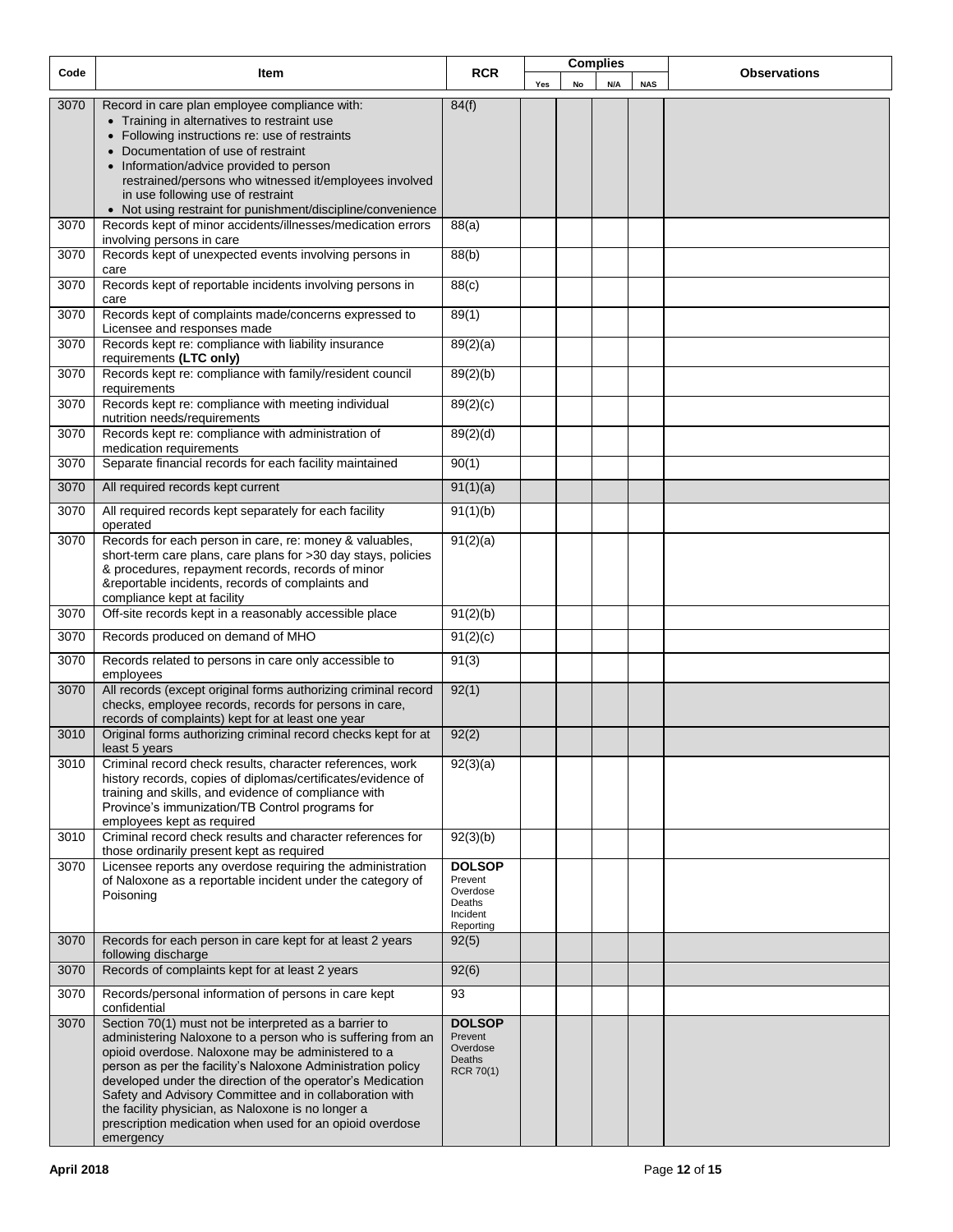| Code | Item | RCR | Complies | | | | Observations |
|---|---|---|---|---|---|---|---|
| | | | Yes | No | N/A | NAS | |
| 3070 | Record in care plan employee compliance with:<br>• Training in alternatives to restraint use<br>• Following instructions re: use of restraints<br>• Documentation of use of restraint<br>• Information/advice provided to person restrained/persons who witnessed it/employees involved in use following use of restraint<br>• Not using restraint for punishment/discipline/convenience | 84(f) | | | | | |
| 3070 | Records kept of minor accidents/illnesses/medication errors involving persons in care | 88(a) | | | | | |
| 3070 | Records kept of unexpected events involving persons in care | 88(b) | | | | | |
| 3070 | Records kept of reportable incidents involving persons in care | 88(c) | | | | | |
| 3070 | Records kept of complaints made/concerns expressed to Licensee and responses made | 89(1) | | | | | |
| 3070 | Records kept re: compliance with liability insurance requirements **(LTC only)** | 89(2)(a) | | | | | |
| 3070 | Records kept re: compliance with family/resident council requirements | 89(2)(b) | | | | | |
| 3070 | Records kept re: compliance with meeting individual nutrition needs/requirements | 89(2)(c) | | | | | |
| 3070 | Records kept re: compliance with administration of medication requirements | 89(2)(d) | | | | | |
| 3070 | Separate financial records for each facility maintained | 90(1) | | | | | |
| 3070 | All required records kept current | 91(1)(a) | | | | | |
| 3070 | All required records kept separately for each facility operated | 91(1)(b) | | | | | |
| 3070 | Records for each person in care, re: money & valuables, short-term care plans, care plans for >30 day stays, policies & procedures, repayment records, records of minor &reportable incidents, records of complaints and compliance kept at facility | 91(2)(a) | | | | | |
| 3070 | Off-site records kept in a reasonably accessible place | 91(2)(b) | | | | | |
| 3070 | Records produced on demand of MHO | 91(2)(c) | | | | | |
| 3070 | Records related to persons in care only accessible to employees | 91(3) | | | | | |
| 3070 | All records (except original forms authorizing criminal record checks, employee records, records for persons in care, records of complaints) kept for at least one year | 92(1) | | | | | |
| 3010 | Original forms authorizing criminal record checks kept for at least 5 years | 92(2) | | | | | |
| 3010 | Criminal record check results, character references, work history records, copies of diplomas/certificates/evidence of training and skills, and evidence of compliance with Province's immunization/TB Control programs for employees kept as required | 92(3)(a) | | | | | |
| 3010 | Criminal record check results and character references for those ordinarily present kept as required | 92(3)(b) | | | | | |
| 3070 | Licensee reports any overdose requiring the administration of Naloxone as a reportable incident under the category of Poisoning | **DOLSOP** Prevent Overdose Deaths Incident Reporting | | | | | |
| 3070 | Records for each person in care kept for at least 2 years following discharge | 92(5) | | | | | |
| 3070 | Records of complaints kept for at least 2 years | 92(6) | | | | | |
| 3070 | Records/personal information of persons in care kept confidential | 93 | | | | | |
| 3070 | Section 70(1) must not be interpreted as a barrier to administering Naloxone to a person who is suffering from an opioid overdose. Naloxone may be administered to a person as per the facility's Naloxone Administration policy developed under the direction of the operator's Medication Safety and Advisory Committee and in collaboration with the facility physician, as Naloxone is no longer a prescription medication when used for an opioid overdose emergency | **DOLSOP** Prevent Overdose Deaths RCR 70(1) | | | | | |

April 2018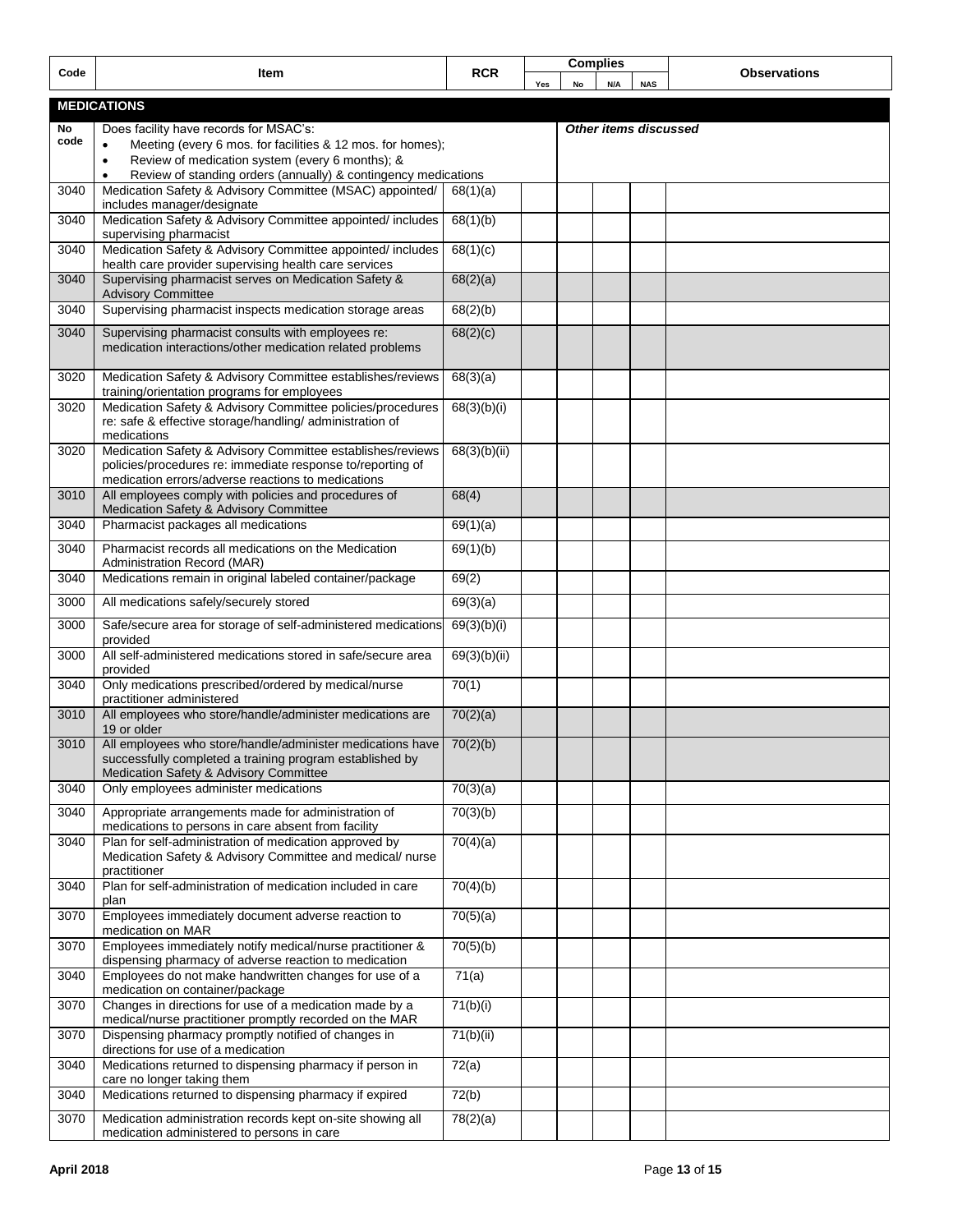| Code | Item | RCR | Complies | | | | Observations |
|---|---|---|---|---|---|---|---|
| | | | Yes | No | N/A | NAS | |
| **MEDICATIONS** | | | | | | | |
| No code | Does facility have records for MSAC's:<br>• Meeting (every 6 mos. for facilities & 12 mos. for homes);<br>• Review of medication system (every 6 months); &<br>• Review of standing orders (annually) & contingency medications | | | ***Other items discussed*** | | | |
| 3040 | Medication Safety & Advisory Committee (MSAC) appointed/ includes manager/designate | 68(1)(a) | | | | | |
| 3040 | Medication Safety & Advisory Committee appointed/ includes supervising pharmacist | 68(1)(b) | | | | | |
| 3040 | Medication Safety & Advisory Committee appointed/ includes health care provider supervising health care services | 68(1)(c) | | | | | |
| 3040 | Supervising pharmacist serves on Medication Safety & Advisory Committee | 68(2)(a) | | | | | |
| 3040 | Supervising pharmacist inspects medication storage areas | 68(2)(b) | | | | | |
| 3040 | Supervising pharmacist consults with employees re: medication interactions/other medication related problems | 68(2)(c) | | | | | |
| 3020 | Medication Safety & Advisory Committee establishes/reviews training/orientation programs for employees | 68(3)(a) | | | | | |
| 3020 | Medication Safety & Advisory Committee policies/procedures re: safe & effective storage/handling/ administration of medications | 68(3)(b)(i) | | | | | |
| 3020 | Medication Safety & Advisory Committee establishes/reviews policies/procedures re: immediate response to/reporting of medication errors/adverse reactions to medications | 68(3)(b)(ii) | | | | | |
| 3010 | All employees comply with policies and procedures of Medication Safety & Advisory Committee | 68(4) | | | | | |
| 3040 | Pharmacist packages all medications | 69(1)(a) | | | | | |
| 3040 | Pharmacist records all medications on the Medication Administration Record (MAR) | 69(1)(b) | | | | | |
| 3040 | Medications remain in original labeled container/package | 69(2) | | | | | |
| 3000 | All medications safely/securely stored | 69(3)(a) | | | | | |
| 3000 | Safe/secure area for storage of self-administered medications provided | 69(3)(b)(i) | | | | | |
| 3000 | All self-administered medications stored in safe/secure area provided | 69(3)(b)(ii) | | | | | |
| 3040 | Only medications prescribed/ordered by medical/nurse practitioner administered | 70(1) | | | | | |
| 3010 | All employees who store/handle/administer medications are 19 or older | 70(2)(a) | | | | | |
| 3010 | All employees who store/handle/administer medications have successfully completed a training program established by Medication Safety & Advisory Committee | 70(2)(b) | | | | | |
| 3040 | Only employees administer medications | 70(3)(a) | | | | | |
| 3040 | Appropriate arrangements made for administration of medications to persons in care absent from facility | 70(3)(b) | | | | | |
| 3040 | Plan for self-administration of medication approved by Medication Safety & Advisory Committee and medical/ nurse practitioner | 70(4)(a) | | | | | |
| 3040 | Plan for self-administration of medication included in care plan | 70(4)(b) | | | | | |
| 3070 | Employees immediately document adverse reaction to medication on MAR | 70(5)(a) | | | | | |
| 3070 | Employees immediately notify medical/nurse practitioner & dispensing pharmacy of adverse reaction to medication | 70(5)(b) | | | | | |
| 3040 | Employees do not make handwritten changes for use of a medication on container/package | 71(a) | | | | | |
| 3070 | Changes in directions for use of a medication made by a medical/nurse practitioner promptly recorded on the MAR | 71(b)(i) | | | | | |
| 3070 | Dispensing pharmacy promptly notified of changes in directions for use of a medication | 71(b)(ii) | | | | | |
| 3040 | Medications returned to dispensing pharmacy if person in care no longer taking them | 72(a) | | | | | |
| 3040 | Medications returned to dispensing pharmacy if expired | 72(b) | | | | | |
| 3070 | Medication administration records kept on-site showing all medication administered to persons in care | 78(2)(a) | | | | | |

**April 2018**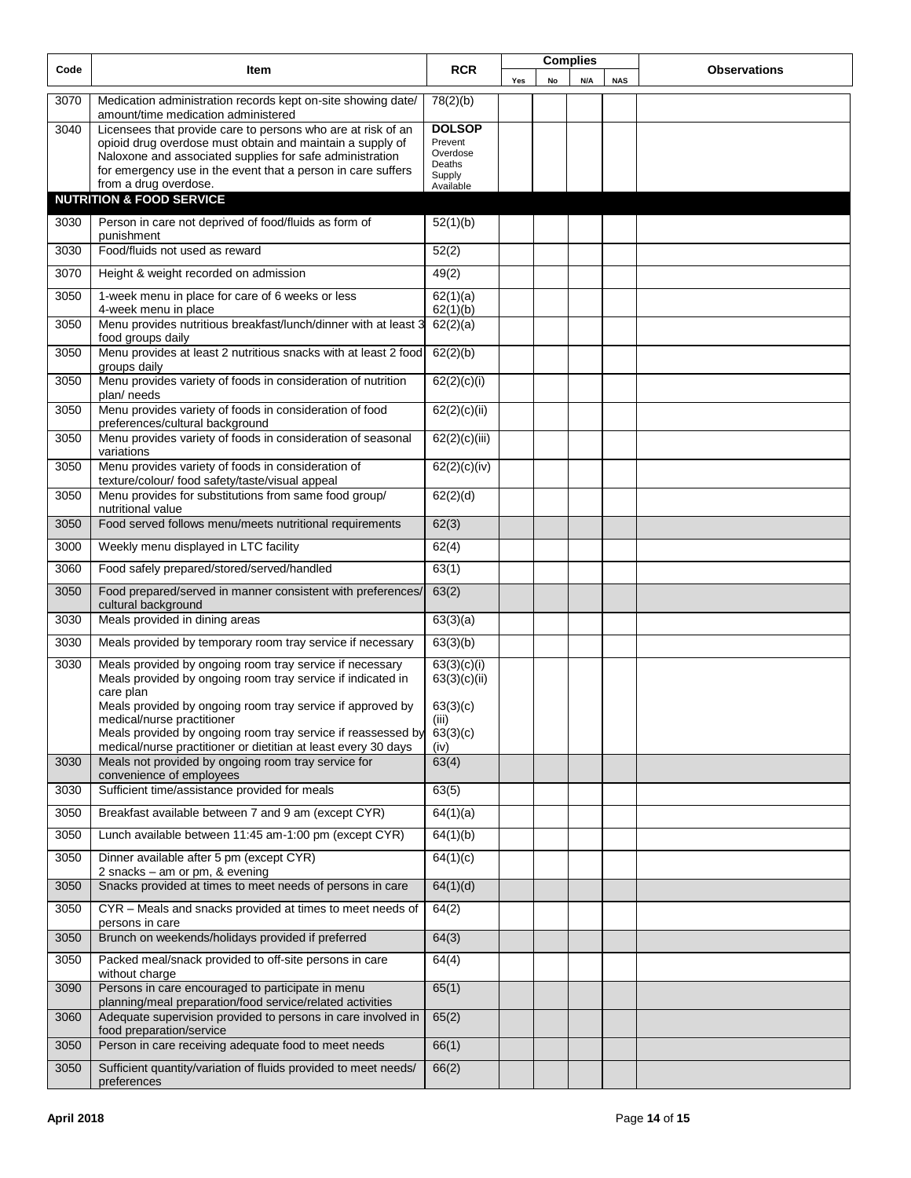| Code | Item | RCR | Complies | | | | Observations |
|---|---|---|---|---|---|---|---|
| | | | Yes | No | N/A | NAS | |
| 3070 | Medication administration records kept on-site showing date/ amount/time medication administered | 78(2)(b) | | | | | |
| 3040 | Licensees that provide care to persons who are at risk of an opioid drug overdose must obtain and maintain a supply of Naloxone and associated supplies for safe administration for emergency use in the event that a person in care suffers from a drug overdose. | **DOLSOP** Prevent Overdose Deaths Supply Available | | | | | |
| **NUTRITION & FOOD SERVICE** | | | | | | | |
| 3030 | Person in care not deprived of food/fluids as form of punishment | 52(1)(b) | | | | | |
| 3030 | Food/fluids not used as reward | 52(2) | | | | | |
| 3070 | Height & weight recorded on admission | 49(2) | | | | | |
| 3050 | 1-week menu in place for care of 6 weeks or less<br>4-week menu in place | 62(1)(a)<br>62(1)(b) | | | | | |
| 3050 | Menu provides nutritious breakfast/lunch/dinner with at least 3 food groups daily | 62(2)(a) | | | | | |
| 3050 | Menu provides at least 2 nutritious snacks with at least 2 food groups daily | 62(2)(b) | | | | | |
| 3050 | Menu provides variety of foods in consideration of nutrition plan/ needs | 62(2)(c)(i) | | | | | |
| 3050 | Menu provides variety of foods in consideration of food preferences/cultural background | 62(2)(c)(ii) | | | | | |
| 3050 | Menu provides variety of foods in consideration of seasonal variations | 62(2)(c)(iii) | | | | | |
| 3050 | Menu provides variety of foods in consideration of texture/colour/ food safety/taste/visual appeal | 62(2)(c)(iv) | | | | | |
| 3050 | Menu provides for substitutions from same food group/ nutritional value | 62(2)(d) | | | | | |
| 3050 | Food served follows menu/meets nutritional requirements | 62(3) | | | | | |
| 3000 | Weekly menu displayed in LTC facility | 62(4) | | | | | |
| 3060 | Food safely prepared/stored/served/handled | 63(1) | | | | | |
| 3050 | Food prepared/served in manner consistent with preferences/ cultural background | 63(2) | | | | | |
| 3030 | Meals provided in dining areas | 63(3)(a) | | | | | |
| 3030 | Meals provided by temporary room tray service if necessary | 63(3)(b) | | | | | |
| 3030 | Meals provided by ongoing room tray service if necessary<br>Meals provided by ongoing room tray service if indicated in care plan<br>Meals provided by ongoing room tray service if approved by medical/nurse practitioner<br>Meals provided by ongoing room tray service if reassessed by medical/nurse practitioner or dietitian at least every 30 days | 63(3)(c)(i)<br>63(3)(c)(ii)<br>63(3)(c)(iii)<br>63(3)(c)(iv) | | | | | |
| 3030 | Meals not provided by ongoing room tray service for convenience of employees | 63(4) | | | | | |
| 3030 | Sufficient time/assistance provided for meals | 63(5) | | | | | |
| 3050 | Breakfast available between 7 and 9 am (except CYR) | 64(1)(a) | | | | | |
| 3050 | Lunch available between 11:45 am-1:00 pm (except CYR) | 64(1)(b) | | | | | |
| 3050 | Dinner available after 5 pm (except CYR)<br>2 snacks – am or pm, & evening | 64(1)(c) | | | | | |
| 3050 | Snacks provided at times to meet needs of persons in care | 64(1)(d) | | | | | |
| 3050 | CYR – Meals and snacks provided at times to meet needs of persons in care | 64(2) | | | | | |
| 3050 | Brunch on weekends/holidays provided if preferred | 64(3) | | | | | |
| 3050 | Packed meal/snack provided to off-site persons in care without charge | 64(4) | | | | | |
| 3090 | Persons in care encouraged to participate in menu planning/meal preparation/food service/related activities | 65(1) | | | | | |
| 3060 | Adequate supervision provided to persons in care involved in food preparation/service | 65(2) | | | | | |
| 3050 | Person in care receiving adequate food to meet needs | 66(1) | | | | | |
| 3050 | Sufficient quantity/variation of fluids provided to meet needs/ preferences | 66(2) | | | | | |

**April 2018**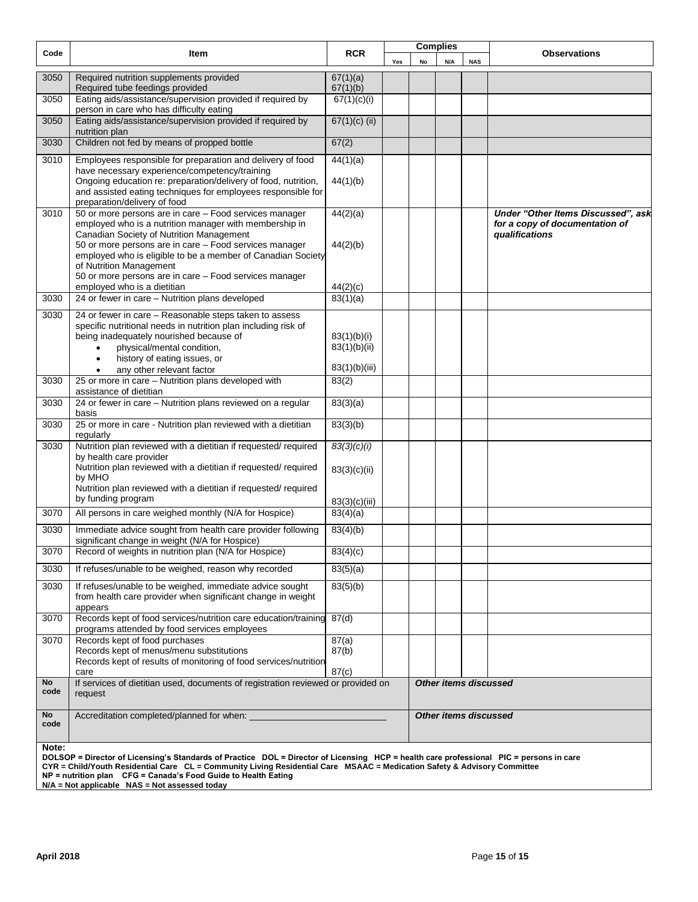| Code | Item | RCR | Complies | | | | Observations |
|---|---|---|---|---|---|---|---|
| | | | Yes | No | N/A | NAS | |
| 3050 | Required nutrition supplements provided<br>Required tube feedings provided | 67(1)(a)<br>67(1)(b) | | | | | |
| 3050 | Eating aids/assistance/supervision provided if required by person in care who has difficulty eating | 67(1)(c)(i) | | | | | |
| 3050 | Eating aids/assistance/supervision provided if required by nutrition plan | 67(1)(c) (ii) | | | | | |
| 3030 | Children not fed by means of propped bottle | 67(2) | | | | | |
| 3010 | Employees responsible for preparation and delivery of food have necessary experience/competency/training<br>Ongoing education re: preparation/delivery of food, nutrition, and assisted eating techniques for employees responsible for preparation/delivery of food | 44(1)(a)<br>44(1)(b) | | | | | |
| 3010 | 50 or more persons are in care – Food services manager employed who is a nutrition manager with membership in Canadian Society of Nutrition Management<br>50 or more persons are in care – Food services manager employed who is eligible to be a member of Canadian Society of Nutrition Management<br>50 or more persons are in care – Food services manager employed who is a dietitian | 44(2)(a)<br>44(2)(b)<br>44(2)(c) | | | | | ***Under "Other Items Discussed", ask for a copy of documentation of qualifications*** |
| 3030 | 24 or fewer in care – Nutrition plans developed | 83(1)(a) | | | | | |
| 3030 | 24 or fewer in care – Reasonable steps taken to assess specific nutritional needs in nutrition plan including risk of being inadequately nourished because of<br>• physical/mental condition,<br>• history of eating issues, or<br>• any other relevant factor | 83(1)(b)(i)<br>83(1)(b)(ii)<br>83(1)(b)(iii) | | | | | |
| 3030 | 25 or more in care – Nutrition plans developed with assistance of dietitian | 83(2) | | | | | |
| 3030 | 24 or fewer in care – Nutrition plans reviewed on a regular basis | 83(3)(a) | | | | | |
| 3030 | 25 or more in care - Nutrition plan reviewed with a dietitian regularly | 83(3)(b) | | | | | |
| 3030 | Nutrition plan reviewed with a dietitian if requested/ required by health care provider<br>Nutrition plan reviewed with a dietitian if requested/ required by MHO<br>Nutrition plan reviewed with a dietitian if requested/ required by funding program | *83(3)(c)(i)*<br>83(3)(c)(ii)<br>83(3)(c)(iii) | | | | | |
| 3070 | All persons in care weighed monthly (N/A for Hospice) | 83(4)(a) | | | | | |
| 3030 | Immediate advice sought from health care provider following significant change in weight (N/A for Hospice) | 83(4)(b) | | | | | |
| 3070 | Record of weights in nutrition plan (N/A for Hospice) | 83(4)(c) | | | | | |
| 3030 | If refuses/unable to be weighed, reason why recorded | 83(5)(a) | | | | | |
| 3030 | If refuses/unable to be weighed, immediate advice sought from health care provider when significant change in weight appears | 83(5)(b) | | | | | |
| 3070 | Records kept of food services/nutrition care education/training programs attended by food services employees | 87(d) | | | | | |
| 3070 | Records kept of food purchases<br>Records kept of menus/menu substitutions<br>Records kept of results of monitoring of food services/nutrition care | 87(a)<br>87(b)<br>87(c) | | | | | |
| **No code** | If services of dietitian used, documents of registration reviewed or provided on request | | | ***Other items discussed*** | | | |
| **No code** | Accreditation completed/planned for when: ___________________________ | | | ***Other items discussed*** | | | |

**Note:**
**DOLSOP = Director of Licensing's Standards of Practice DOL = Director of Licensing HCP = health care professional PIC = persons in care**
**CYR = Child/Youth Residential Care CL = Community Living Residential Care MSAAC = Medication Safety & Advisory Committee**
**NP = nutrition plan CFG = Canada's Food Guide to Health Eating**
**N/A = Not applicable NAS = Not assessed today**

**April 2018**